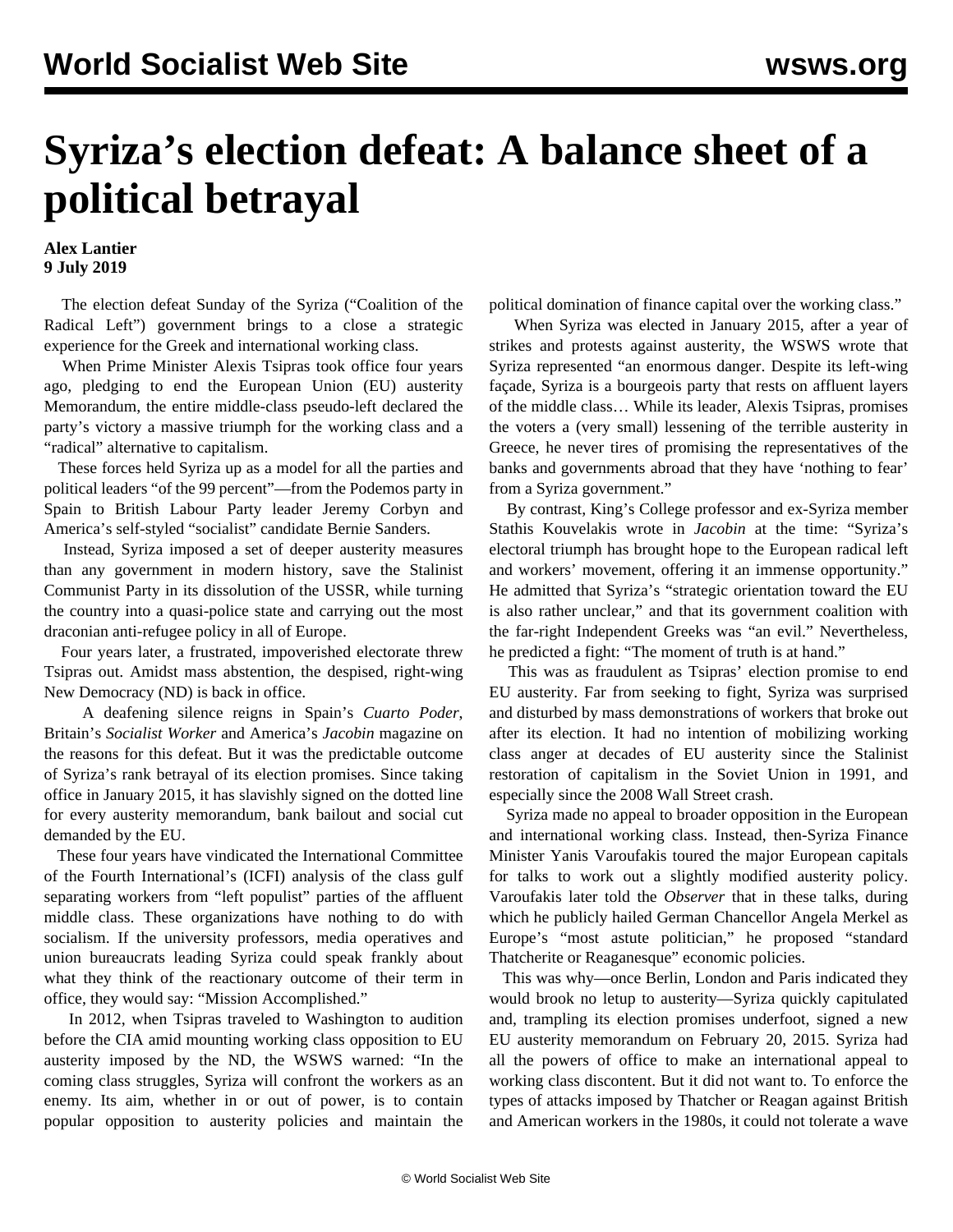# Syriza's election defeat: A balance sheet of a political betrayal

**Alex Lantier**
**9 July 2019**

The election defeat Sunday of the Syriza ("Coalition of the Radical Left") government brings to a close a strategic experience for the Greek and international working class.

When Prime Minister Alexis Tsipras took office four years ago, pledging to end the European Union (EU) austerity Memorandum, the entire middle-class pseudo-left declared the party's victory a massive triumph for the working class and a "radical" alternative to capitalism.

These forces held Syriza up as a model for all the parties and political leaders "of the 99 percent"—from the Podemos party in Spain to British Labour Party leader Jeremy Corbyn and America's self-styled "socialist" candidate Bernie Sanders.

Instead, Syriza imposed a set of deeper austerity measures than any government in modern history, save the Stalinist Communist Party in its dissolution of the USSR, while turning the country into a quasi-police state and carrying out the most draconian anti-refugee policy in all of Europe.

Four years later, a frustrated, impoverished electorate threw Tsipras out. Amidst mass abstention, the despised, right-wing New Democracy (ND) is back in office.

A deafening silence reigns in Spain's *Cuarto Poder*, Britain's *Socialist Worker* and America's *Jacobin* magazine on the reasons for this defeat. But it was the predictable outcome of Syriza's rank betrayal of its election promises. Since taking office in January 2015, it has slavishly signed on the dotted line for every austerity memorandum, bank bailout and social cut demanded by the EU.

These four years have vindicated the International Committee of the Fourth International's (ICFI) analysis of the class gulf separating workers from "left populist" parties of the affluent middle class. These organizations have nothing to do with socialism. If the university professors, media operatives and union bureaucrats leading Syriza could speak frankly about what they think of the reactionary outcome of their term in office, they would say: "Mission Accomplished."

In 2012, when Tsipras traveled to Washington to audition before the CIA amid mounting working class opposition to EU austerity imposed by the ND, the WSWS warned: "In the coming class struggles, Syriza will confront the workers as an enemy. Its aim, whether in or out of power, is to contain popular opposition to austerity policies and maintain the political domination of finance capital over the working class."

When Syriza was elected in January 2015, after a year of strikes and protests against austerity, the WSWS wrote that Syriza represented "an enormous danger. Despite its left-wing façade, Syriza is a bourgeois party that rests on affluent layers of the middle class… While its leader, Alexis Tsipras, promises the voters a (very small) lessening of the terrible austerity in Greece, he never tires of promising the representatives of the banks and governments abroad that they have 'nothing to fear' from a Syriza government."

By contrast, King's College professor and ex-Syriza member Stathis Kouvelakis wrote in *Jacobin* at the time: "Syriza's electoral triumph has brought hope to the European radical left and workers' movement, offering it an immense opportunity." He admitted that Syriza's "strategic orientation toward the EU is also rather unclear," and that its government coalition with the far-right Independent Greeks was "an evil." Nevertheless, he predicted a fight: "The moment of truth is at hand."

This was as fraudulent as Tsipras' election promise to end EU austerity. Far from seeking to fight, Syriza was surprised and disturbed by mass demonstrations of workers that broke out after its election. It had no intention of mobilizing working class anger at decades of EU austerity since the Stalinist restoration of capitalism in the Soviet Union in 1991, and especially since the 2008 Wall Street crash.

Syriza made no appeal to broader opposition in the European and international working class. Instead, then-Syriza Finance Minister Yanis Varoufakis toured the major European capitals for talks to work out a slightly modified austerity policy. Varoufakis later told the *Observer* that in these talks, during which he publicly hailed German Chancellor Angela Merkel as Europe's "most astute politician," he proposed "standard Thatcherite or Reaganesque" economic policies.

This was why—once Berlin, London and Paris indicated they would brook no letup to austerity—Syriza quickly capitulated and, trampling its election promises underfoot, signed a new EU austerity memorandum on February 20, 2015. Syriza had all the powers of office to make an international appeal to working class discontent. But it did not want to. To enforce the types of attacks imposed by Thatcher or Reagan against British and American workers in the 1980s, it could not tolerate a wave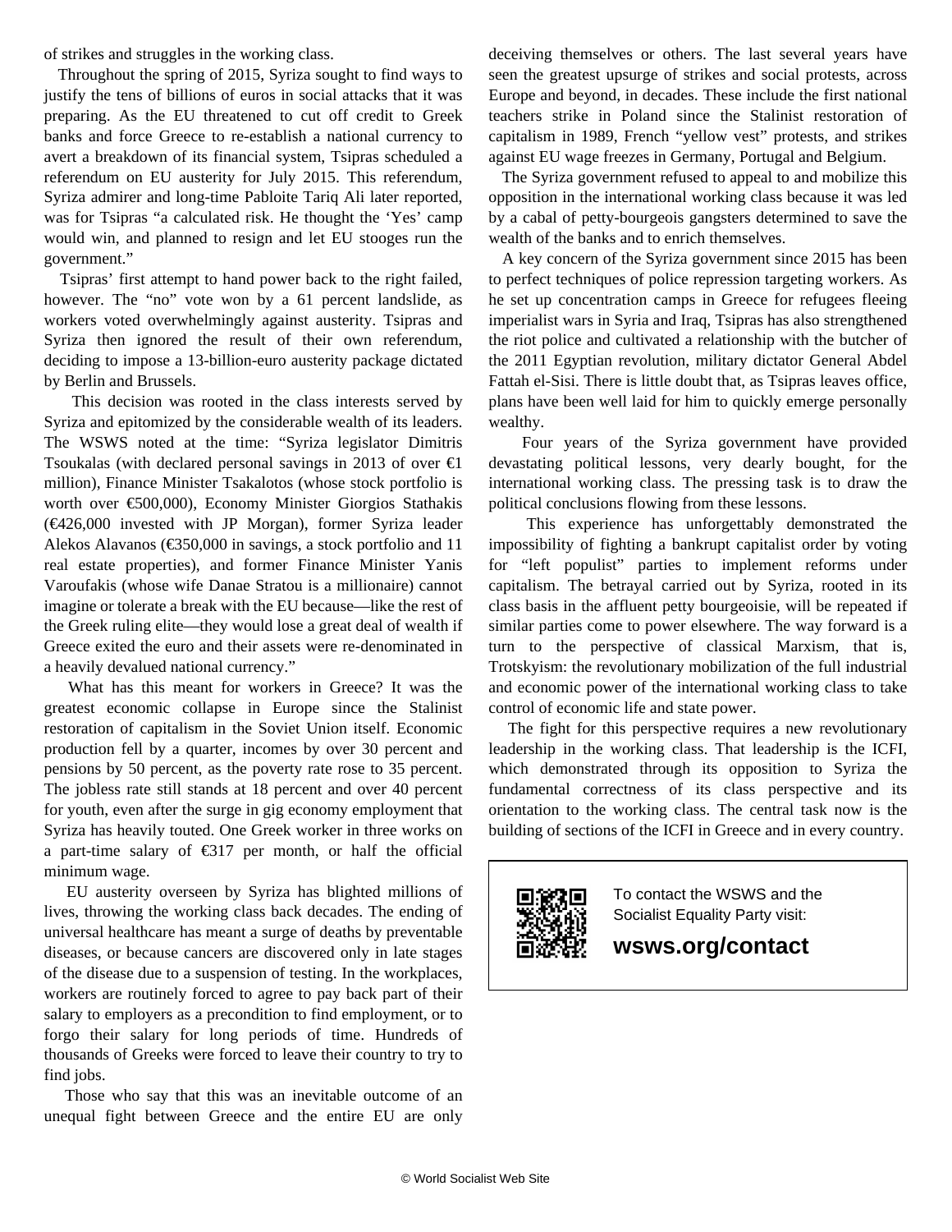of strikes and struggles in the working class.

Throughout the spring of 2015, Syriza sought to find ways to justify the tens of billions of euros in social attacks that it was preparing. As the EU threatened to cut off credit to Greek banks and force Greece to re-establish a national currency to avert a breakdown of its financial system, Tsipras scheduled a referendum on EU austerity for July 2015. This referendum, Syriza admirer and long-time Pabloite Tariq Ali later reported, was for Tsipras "a calculated risk. He thought the 'Yes' camp would win, and planned to resign and let EU stooges run the government."

Tsipras' first attempt to hand power back to the right failed, however. The "no" vote won by a 61 percent landslide, as workers voted overwhelmingly against austerity. Tsipras and Syriza then ignored the result of their own referendum, deciding to impose a 13-billion-euro austerity package dictated by Berlin and Brussels.

This decision was rooted in the class interests served by Syriza and epitomized by the considerable wealth of its leaders. The WSWS noted at the time: "Syriza legislator Dimitris Tsoukalas (with declared personal savings in 2013 of over €1 million), Finance Minister Tsakalotos (whose stock portfolio is worth over €500,000), Economy Minister Giorgios Stathakis (€426,000 invested with JP Morgan), former Syriza leader Alekos Alavanos (€350,000 in savings, a stock portfolio and 11 real estate properties), and former Finance Minister Yanis Varoufakis (whose wife Danae Stratou is a millionaire) cannot imagine or tolerate a break with the EU because—like the rest of the Greek ruling elite—they would lose a great deal of wealth if Greece exited the euro and their assets were re-denominated in a heavily devalued national currency."

What has this meant for workers in Greece? It was the greatest economic collapse in Europe since the Stalinist restoration of capitalism in the Soviet Union itself. Economic production fell by a quarter, incomes by over 30 percent and pensions by 50 percent, as the poverty rate rose to 35 percent. The jobless rate still stands at 18 percent and over 40 percent for youth, even after the surge in gig economy employment that Syriza has heavily touted. One Greek worker in three works on a part-time salary of €317 per month, or half the official minimum wage.

EU austerity overseen by Syriza has blighted millions of lives, throwing the working class back decades. The ending of universal healthcare has meant a surge of deaths by preventable diseases, or because cancers are discovered only in late stages of the disease due to a suspension of testing. In the workplaces, workers are routinely forced to agree to pay back part of their salary to employers as a precondition to find employment, or to forgo their salary for long periods of time. Hundreds of thousands of Greeks were forced to leave their country to try to find jobs.

Those who say that this was an inevitable outcome of an unequal fight between Greece and the entire EU are only deceiving themselves or others. The last several years have seen the greatest upsurge of strikes and social protests, across Europe and beyond, in decades. These include the first national teachers strike in Poland since the Stalinist restoration of capitalism in 1989, French "yellow vest" protests, and strikes against EU wage freezes in Germany, Portugal and Belgium.

The Syriza government refused to appeal to and mobilize this opposition in the international working class because it was led by a cabal of petty-bourgeois gangsters determined to save the wealth of the banks and to enrich themselves.

A key concern of the Syriza government since 2015 has been to perfect techniques of police repression targeting workers. As he set up concentration camps in Greece for refugees fleeing imperialist wars in Syria and Iraq, Tsipras has also strengthened the riot police and cultivated a relationship with the butcher of the 2011 Egyptian revolution, military dictator General Abdel Fattah el-Sisi. There is little doubt that, as Tsipras leaves office, plans have been well laid for him to quickly emerge personally wealthy.

Four years of the Syriza government have provided devastating political lessons, very dearly bought, for the international working class. The pressing task is to draw the political conclusions flowing from these lessons.

This experience has unforgettably demonstrated the impossibility of fighting a bankrupt capitalist order by voting for "left populist" parties to implement reforms under capitalism. The betrayal carried out by Syriza, rooted in its class basis in the affluent petty bourgeoisie, will be repeated if similar parties come to power elsewhere. The way forward is a turn to the perspective of classical Marxism, that is, Trotskyism: the revolutionary mobilization of the full industrial and economic power of the international working class to take control of economic life and state power.

The fight for this perspective requires a new revolutionary leadership in the working class. That leadership is the ICFI, which demonstrated through its opposition to Syriza the fundamental correctness of its class perspective and its orientation to the working class. The central task now is the building of sections of the ICFI in Greece and in every country.

To contact the WSWS and the Socialist Equality Party visit:

**wsws.org/contact**